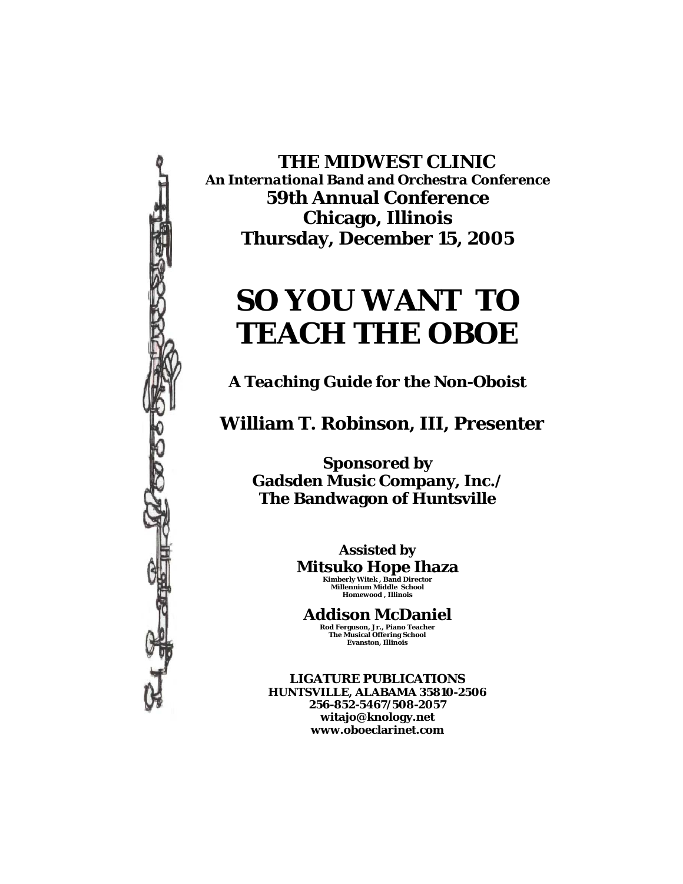**THE MIDWEST CLINIC**

***An International Band and Orchestra Conference***

**59th Annual Conference**

**Chicago, Illinois**

**Thursday, December 15, 2005**

# SO YOU WANT TO TEACH THE OBOE

***A Teaching Guide for the Non-Oboist***

## William T. Robinson, III, Presenter

**Sponsored by**
**Gadsden Music Company, Inc./**
**The Bandwagon of Huntsville**

**Assisted by**

**Mitsuko Hope Ihaza**
Kimberly Witek , Band Director
Millennium Middle School
Homewood , Illinois

**Addison McDaniel**
Rod Ferguson, Jr., Piano Teacher
The Musical Offering School
Evanston, Illinois

**LIGATURE PUBLICATIONS**
**HUNTSVILLE, ALABAMA 35810-2506**
**256-852-5467/508-2057**
**witajo@knology.net**
**www.oboeclarinet.com**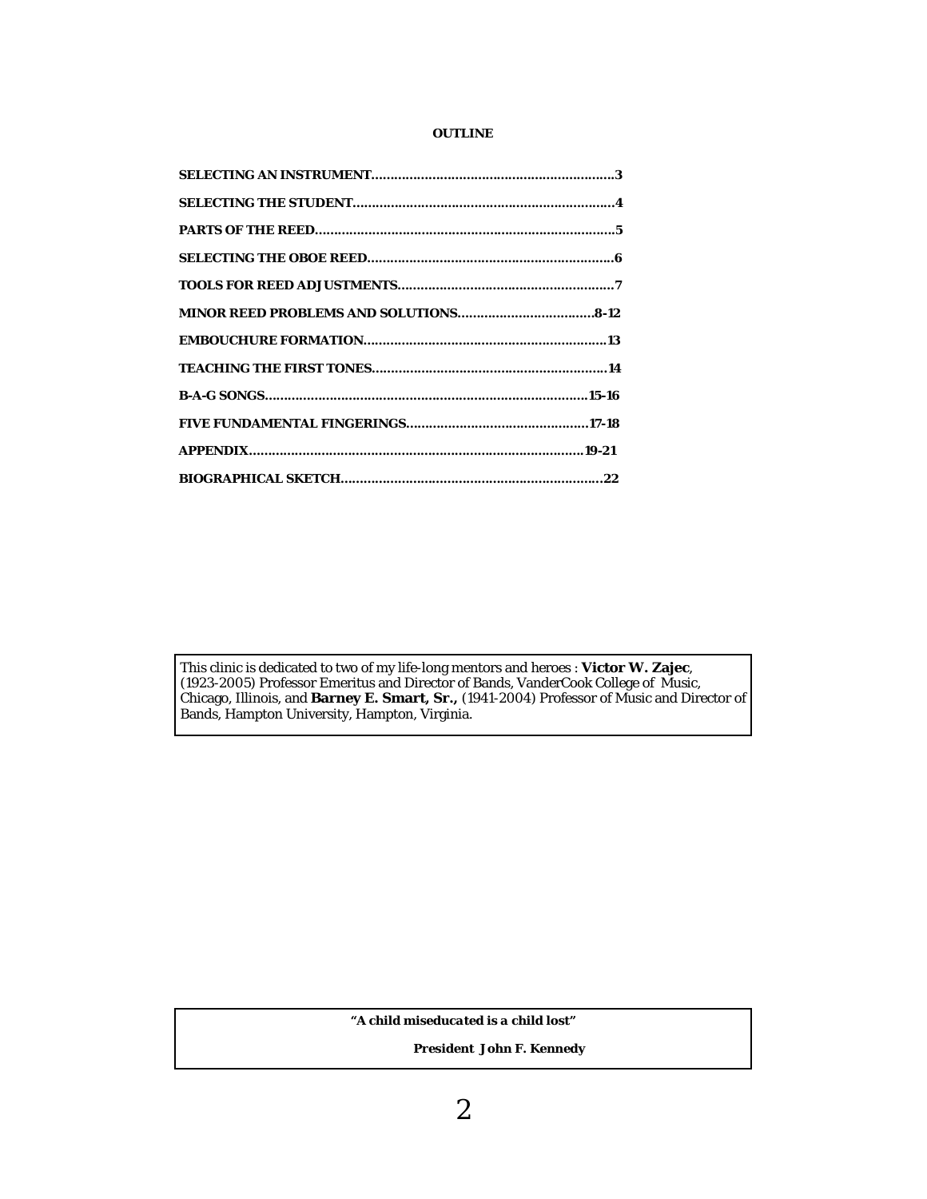## OUTLINE

| | |
|---|---|
| **SELECTING AN INSTRUMENT** | **3** |
| **SELECTING THE STUDENT** | **4** |
| **PARTS OF THE REED** | **5** |
| **SELECTING THE OBOE REED** | **6** |
| **TOOLS FOR REED ADJUSTMENTS** | **7** |
| **MINOR REED PROBLEMS AND SOLUTIONS** | **8-12** |
| **EMBOUCHURE FORMATION** | **13** |
| **TEACHING THE FIRST TONES** | **14** |
| **B-A-G SONGS** | **15-16** |
| **FIVE FUNDAMENTAL FINGERINGS** | **17-18** |
| **APPENDIX** | **19-21** |
| **BIOGRAPHICAL SKETCH** | **22** |

This clinic is dedicated to two of my life-long mentors and heroes : **Victor W. Zajec**, (1923-2005) Professor Emeritus and Director of Bands, VanderCook College of Music, Chicago, Illinois, and **Barney E. Smart, Sr.,** (1941-2004) Professor of Music and Director of Bands, Hampton University, Hampton, Virginia.

***"A child miseducated is a child lost"***

**President John F. Kennedy**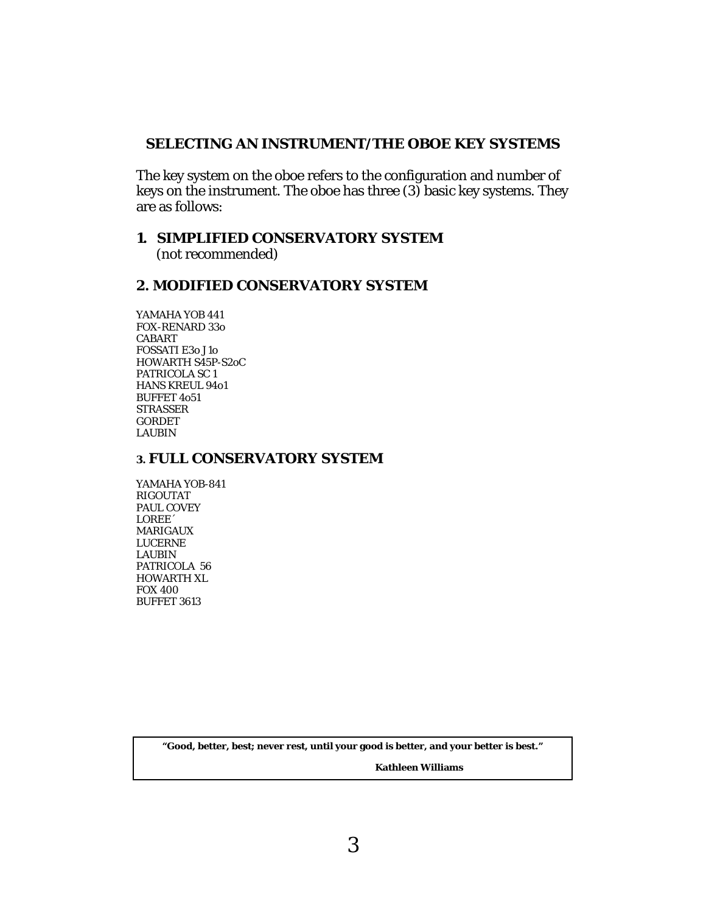## SELECTING AN INSTRUMENT/THE OBOE KEY SYSTEMS

The key system on the oboe refers to the configuration and number of keys on the instrument. The oboe has three (3) basic key systems. They are as follows:

### 1. SIMPLIFIED CONSERVATORY SYSTEM
(not recommended)

### 2. MODIFIED CONSERVATORY SYSTEM

YAMAHA YOB 441
FOX-RENARD 33o
CABART
FOSSATI E3o J1o
HOWARTH S45P-S2oC
PATRICOLA SC 1
HANS KREUL 94o1
BUFFET 4o51
STRASSER
GORDET
LAUBIN

### 3. FULL CONSERVATORY SYSTEM

YAMAHA YOB-841
RIGOUTAT
PAUL COVEY
LOREE´
MARIGAUX
LUCERNE
LAUBIN
PATRICOLA 56
HOWARTH XL
FOX 400
BUFFET 3613

> **"Good, better, best; never rest, until your good is better, and your better is best."**
>
> **Kathleen Williams**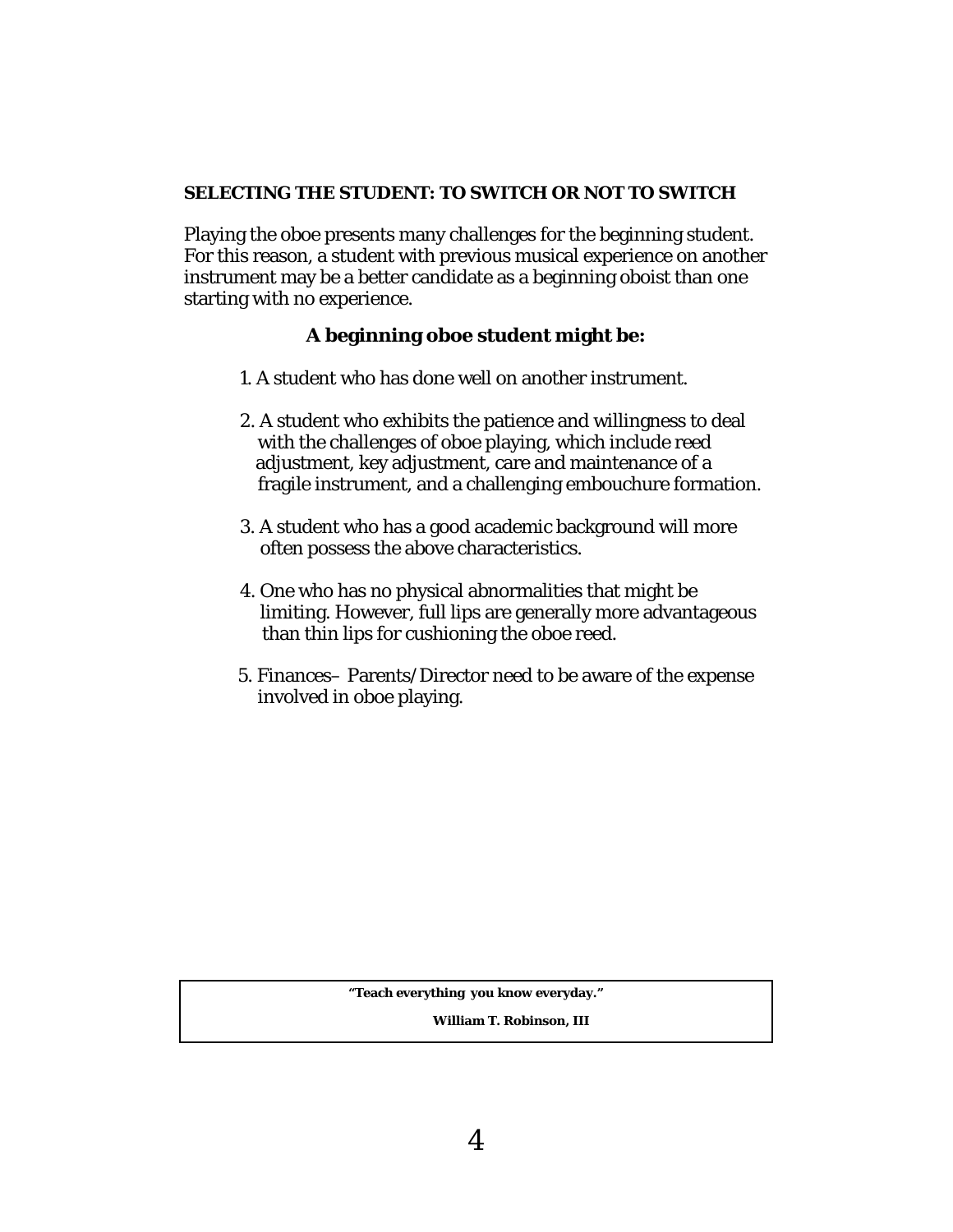## SELECTING THE STUDENT: TO SWITCH OR NOT TO SWITCH

Playing the oboe presents many challenges for the beginning student. For this reason, a student with previous musical experience on another instrument may be a better candidate as a beginning oboist than one starting with no experience.

**A beginning oboe student might be:**

1. A student who has done well on another instrument.

2. A student who exhibits the patience and willingness to deal with the challenges of oboe playing, which include reed adjustment, key adjustment, care and maintenance of a fragile instrument, and a challenging embouchure formation.

3. A student who has a good academic background will more often possess the above characteristics.

4. One who has no physical abnormalities that might be limiting. However, full lips are generally more advantageous than thin lips for cushioning the oboe reed.

5. Finances– Parents/Director need to be aware of the expense involved in oboe playing.

> **"Teach everything you know everyday."**
>
> **William T. Robinson, III**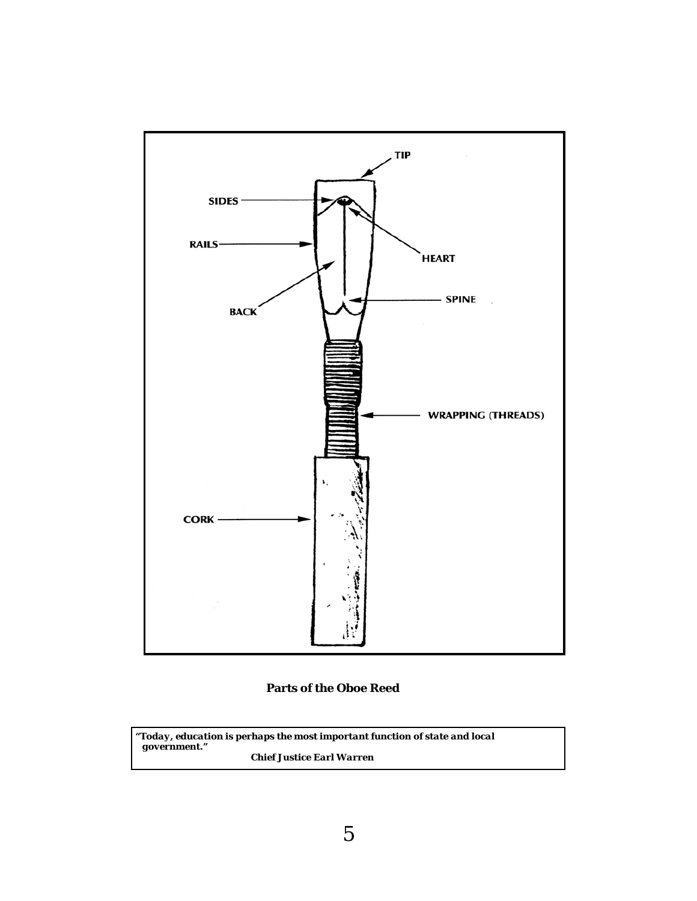TIP

SIDES

RAILS

HEART

BACK

SPINE

WRAPPING (THREADS)

CORK

**Parts of the Oboe Reed**

> ***"Today, education is perhaps the most important function of state and local government."***
>
> ***Chief Justice Earl Warren***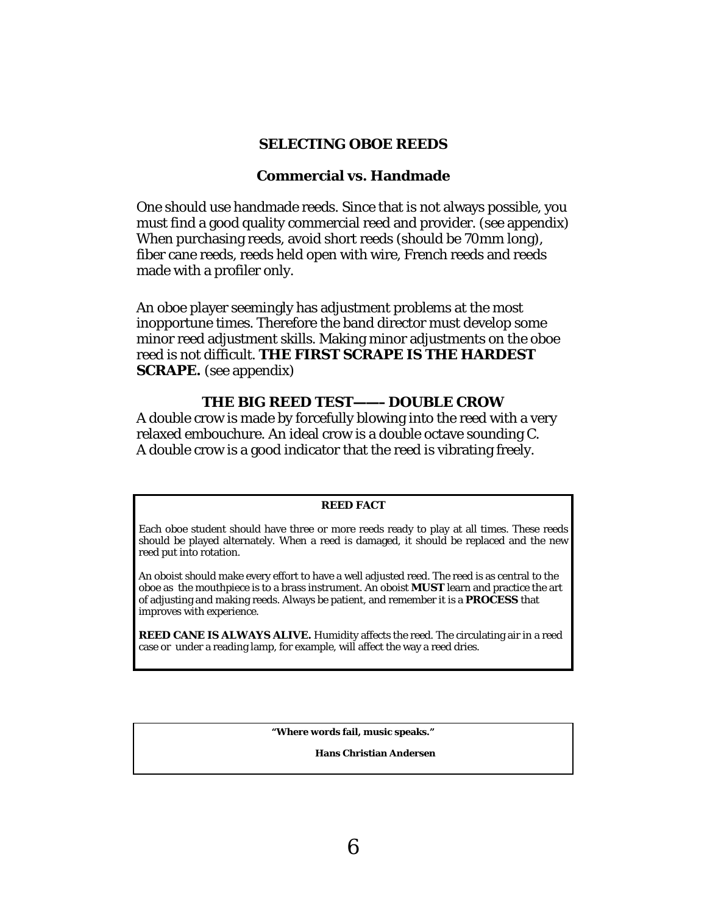## SELECTING OBOE REEDS

### Commercial vs. Handmade

One should use handmade reeds. Since that is not always possible, you must find a good quality commercial reed and provider. (see appendix) When purchasing reeds, avoid short reeds (should be 70mm long), fiber cane reeds, reeds held open with wire, French reeds and reeds made with a profiler only.

An oboe player seemingly has adjustment problems at the most inopportune times. Therefore the band director must develop some minor reed adjustment skills. Making minor adjustments on the oboe reed is not difficult. **THE FIRST SCRAPE IS THE HARDEST SCRAPE.** (see appendix)

### THE BIG REED TEST——- DOUBLE CROW

A double crow is made by forcefully blowing into the reed with a very relaxed embouchure. An ideal crow is a double octave sounding C. A double crow is a good indicator that the reed is vibrating freely.

---

**REED FACT**

Each oboe student should have three or more reeds ready to play at all times. These reeds should be played alternately. When a reed is damaged, it should be replaced and the new reed put into rotation.

An oboist should make every effort to have a well adjusted reed. The reed is as central to the oboe as the mouthpiece is to a brass instrument. An oboist **MUST** learn and practice the art of adjusting and making reeds. Always be patient, and remember it is a **PROCESS** that improves with experience.

**REED CANE IS ALWAYS ALIVE.** Humidity affects the reed. The circulating air in a reed case or under a reading lamp, for example, will affect the way a reed dries.

---

**"Where words fail, music speaks."**

**Hans Christian Andersen**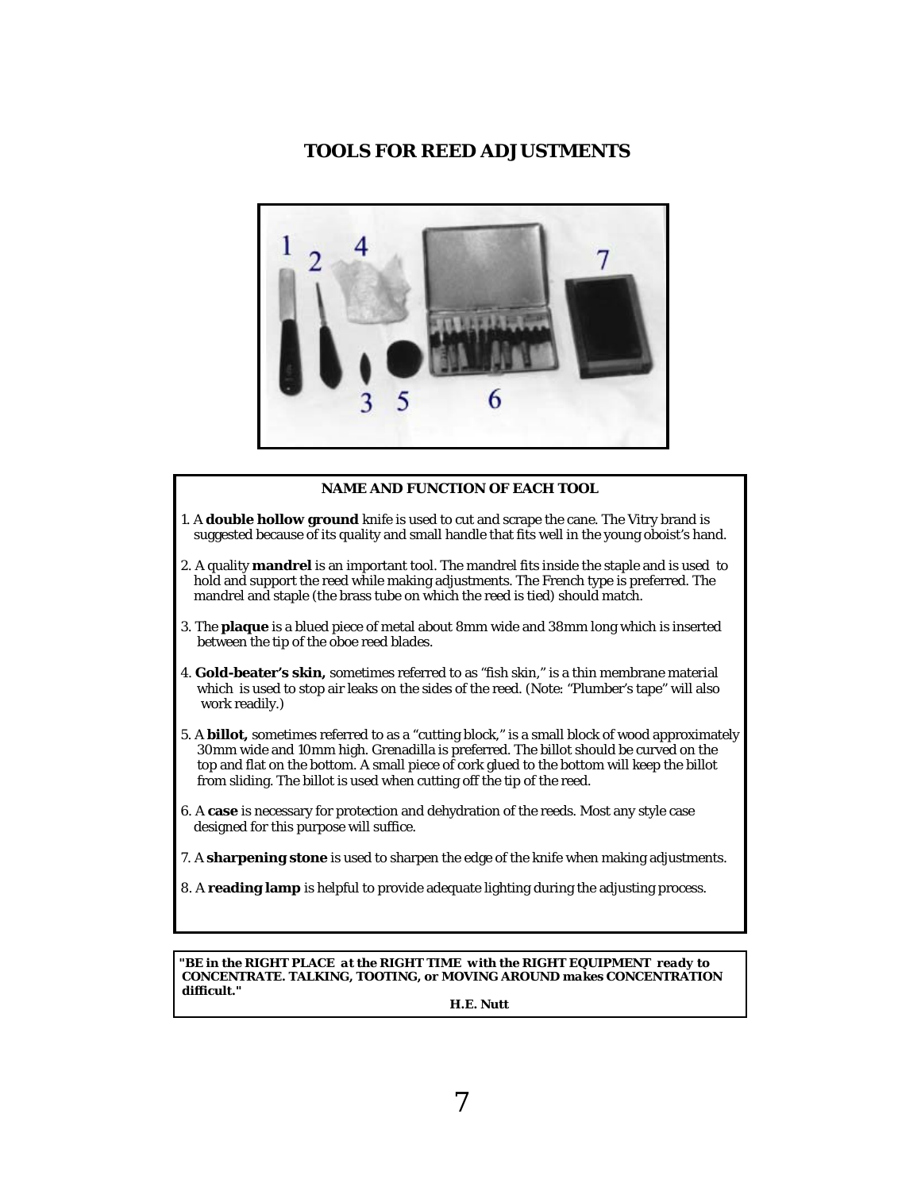# TOOLS FOR REED ADJUSTMENTS

## NAME AND FUNCTION OF EACH TOOL

1. A **double hollow ground** knife is used to cut and scrape the cane. The Vitry brand is suggested because of its quality and small handle that fits well in the young oboist's hand.

2. A quality **mandrel** is an important tool. The mandrel fits inside the staple and is used to hold and support the reed while making adjustments. The French type is preferred. The mandrel and staple (the brass tube on which the reed is tied) should match.

3. The **plaque** is a blued piece of metal about 8mm wide and 38mm long which is inserted between the tip of the oboe reed blades.

4. **Gold-beater's skin,** sometimes referred to as "fish skin," is a thin membrane material which is used to stop air leaks on the sides of the reed. (Note: "Plumber's tape" will also work readily.)

5. A **billot,** sometimes referred to as a "cutting block," is a small block of wood approximately 30mm wide and 10mm high. Grenadilla is preferred. The billot should be curved on the top and flat on the bottom. A small piece of cork glued to the bottom will keep the billot from sliding. The billot is used when cutting off the tip of the reed.

6. A **case** is necessary for protection and dehydration of the reeds. Most any style case designed for this purpose will suffice.

7. A **sharpening stone** is used to sharpen the edge of the knife when making adjustments.

8. A **reading lamp** is helpful to provide adequate lighting during the adjusting process.

***"BE in the RIGHT PLACE at the RIGHT TIME with the RIGHT EQUIPMENT ready to CONCENTRATE. TALKING, TOOTING, or MOVING AROUND makes CONCENTRATION difficult."***

***H.E. Nutt***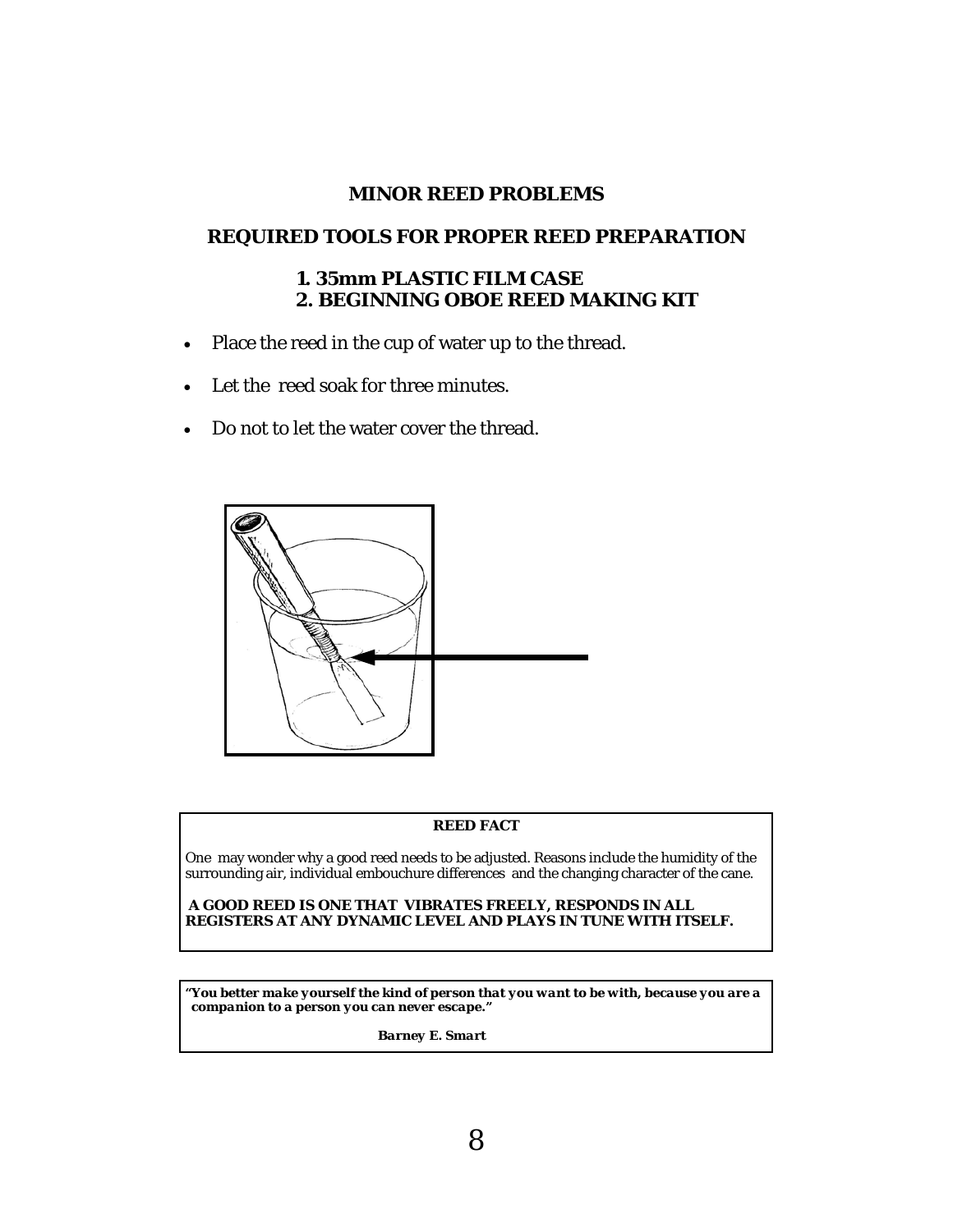## MINOR REED PROBLEMS

### REQUIRED TOOLS FOR PROPER REED PREPARATION

**1. 35mm PLASTIC FILM CASE**
**2. BEGINNING OBOE REED MAKING KIT**

- Place the reed in the cup of water up to the thread.
- Let the reed soak for three minutes.
- Do not to let the water cover the thread.

**REED FACT**

One may wonder why a good reed needs to be adjusted. Reasons include the humidity of the surrounding air, individual embouchure differences and the changing character of the cane.

**A GOOD REED IS ONE THAT VIBRATES FREELY, RESPONDS IN ALL REGISTERS AT ANY DYNAMIC LEVEL AND PLAYS IN TUNE WITH ITSELF.**

***"You better make yourself the kind of person that you want to be with, because you are a companion to a person you can never escape."***

***Barney E. Smart***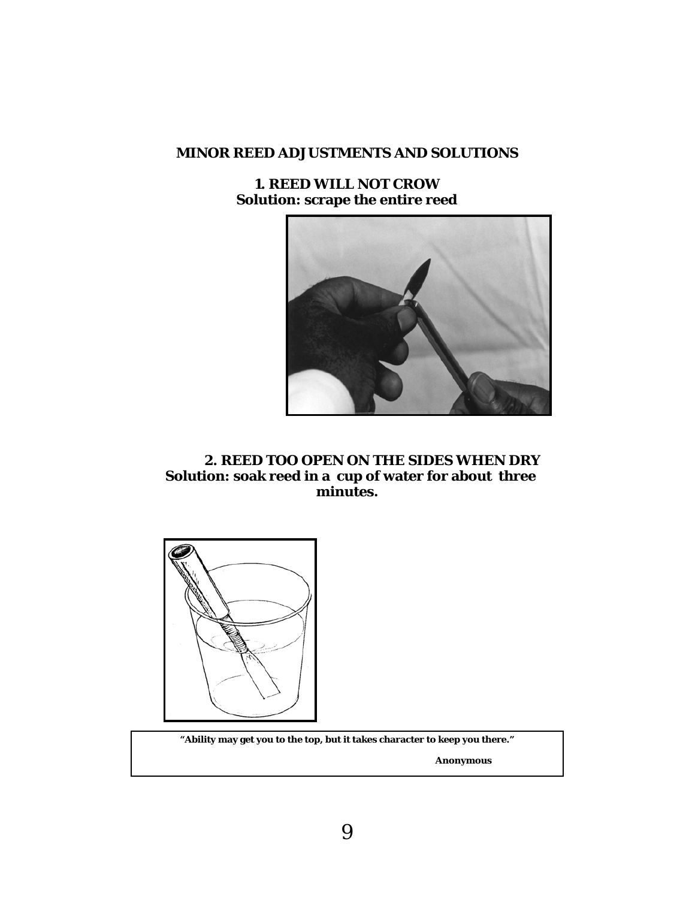## MINOR REED ADJUSTMENTS AND SOLUTIONS

**1. REED WILL NOT CROW**
**Solution: scrape the entire reed**

**2. REED TOO OPEN ON THE SIDES WHEN DRY**
**Solution: soak reed in a cup of water for about three minutes.**

> **"Ability may get you to the top, but it takes character to keep you there."**
>
> **Anonymous**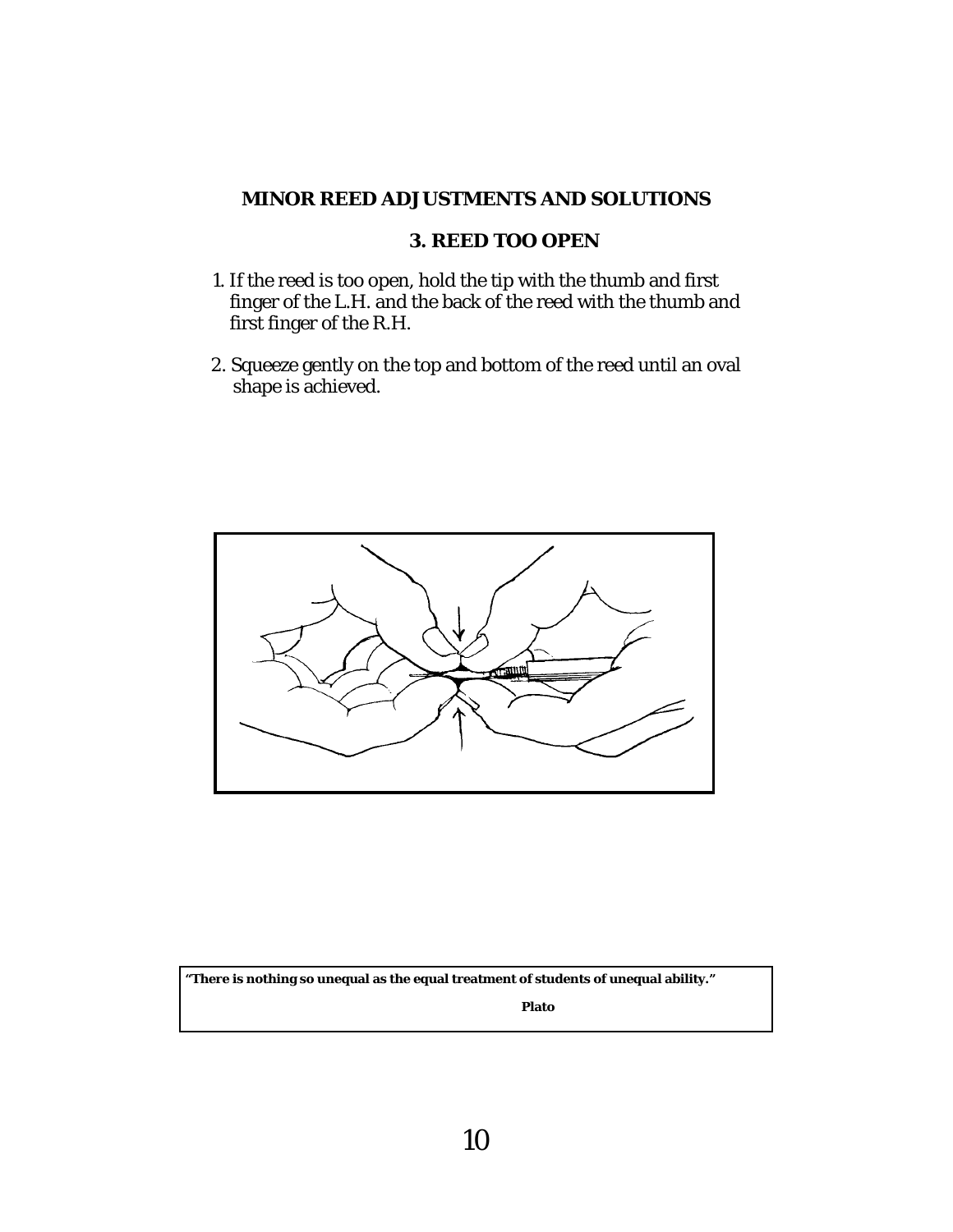## MINOR REED ADJUSTMENTS AND SOLUTIONS

### 3. REED TOO OPEN

1. If the reed is too open, hold the tip with the thumb and first finger of the L.H. and the back of the reed with the thumb and first finger of the R.H.

2. Squeeze gently on the top and bottom of the reed until an oval shape is achieved.

**"There is nothing so unequal as the equal treatment of students of unequal ability."**

**Plato**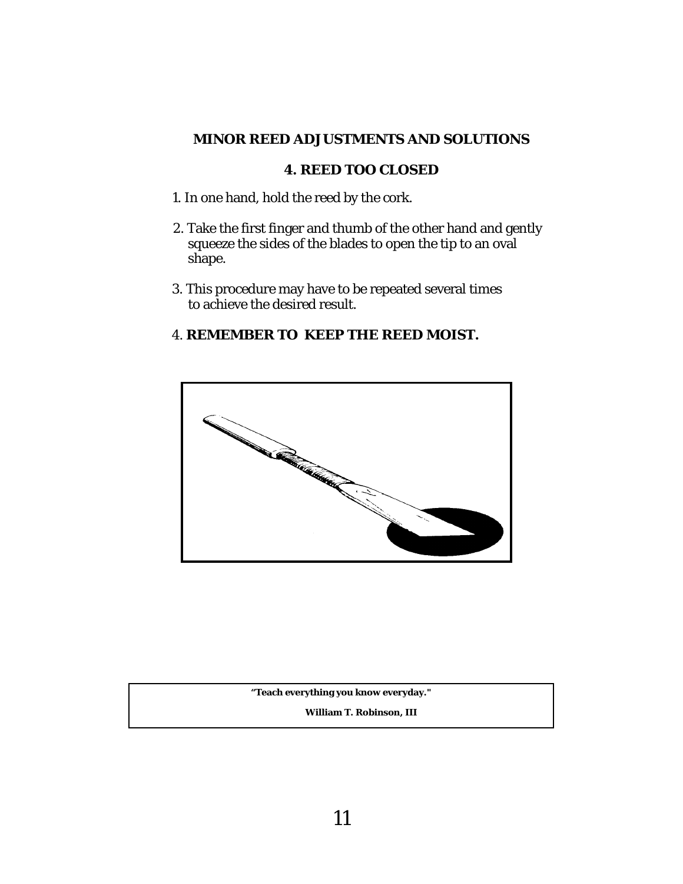## MINOR REED ADJUSTMENTS AND SOLUTIONS

### 4. REED TOO CLOSED

1. In one hand, hold the reed by the cork.
2. Take the first finger and thumb of the other hand and gently squeeze the sides of the blades to open the tip to an oval shape.
3. This procedure may have to be repeated several times to achieve the desired result.
4. **REMEMBER TO KEEP THE REED MOIST.**

> **"Teach everything you know everyday."**
>
> **William T. Robinson, III**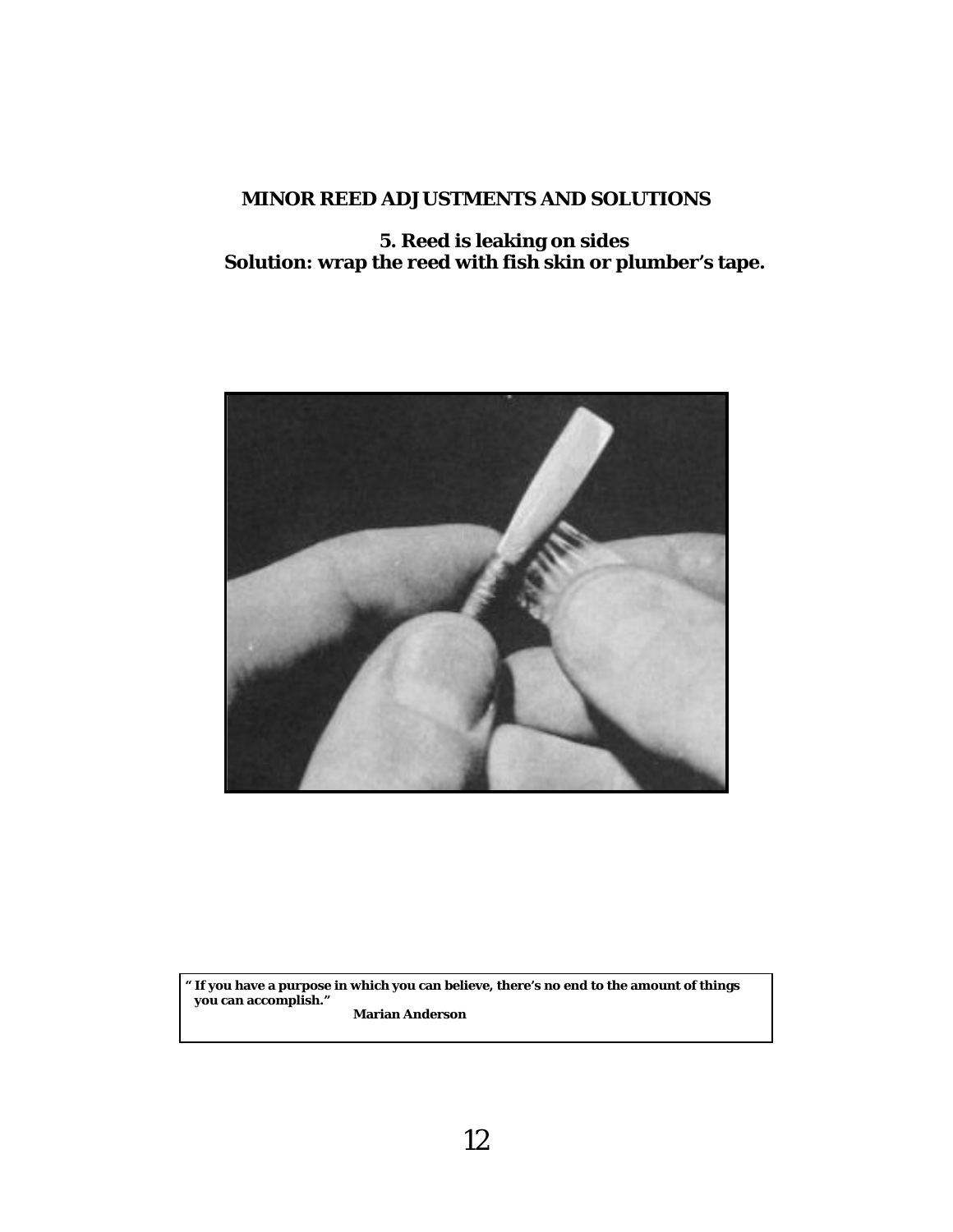## MINOR REED ADJUSTMENTS AND SOLUTIONS

**5. Reed is leaking on sides**
**Solution: wrap the reed with fish skin or plumber's tape.**

> **" If you have a purpose in which you can believe, there's no end to the amount of things you can accomplish."**
> **Marian Anderson**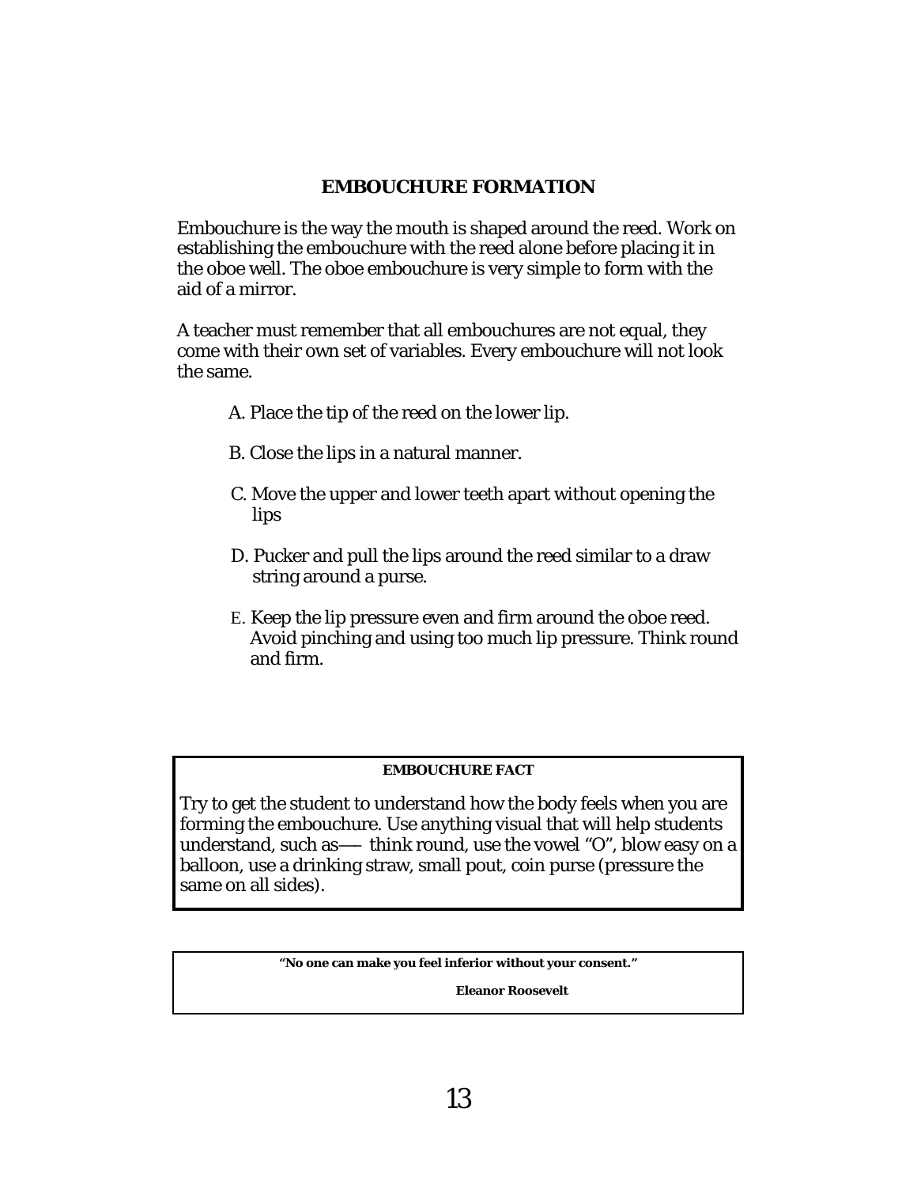## EMBOUCHURE FORMATION

Embouchure is the way the mouth is shaped around the reed. Work on establishing the embouchure with the reed alone before placing it in the oboe well. The oboe embouchure is very simple to form with the aid of a mirror.

A teacher must remember that all embouchures are not equal, they come with their own set of variables. Every embouchure will not look the same.

A. Place the tip of the reed on the lower lip.

B. Close the lips in a natural manner.

C. Move the upper and lower teeth apart without opening the lips

D. Pucker and pull the lips around the reed similar to a draw string around a purse.

E. Keep the lip pressure even and firm around the oboe reed. Avoid pinching and using too much lip pressure. Think round and firm.

**EMBOUCHURE FACT**

Try to get the student to understand how the body feels when you are forming the embouchure. Use anything visual that will help students understand, such as— think round, use the vowel "O", blow easy on a balloon, use a drinking straw, small pout, coin purse (pressure the same on all sides).

**"No one can make you feel inferior without your consent."**

**Eleanor Roosevelt**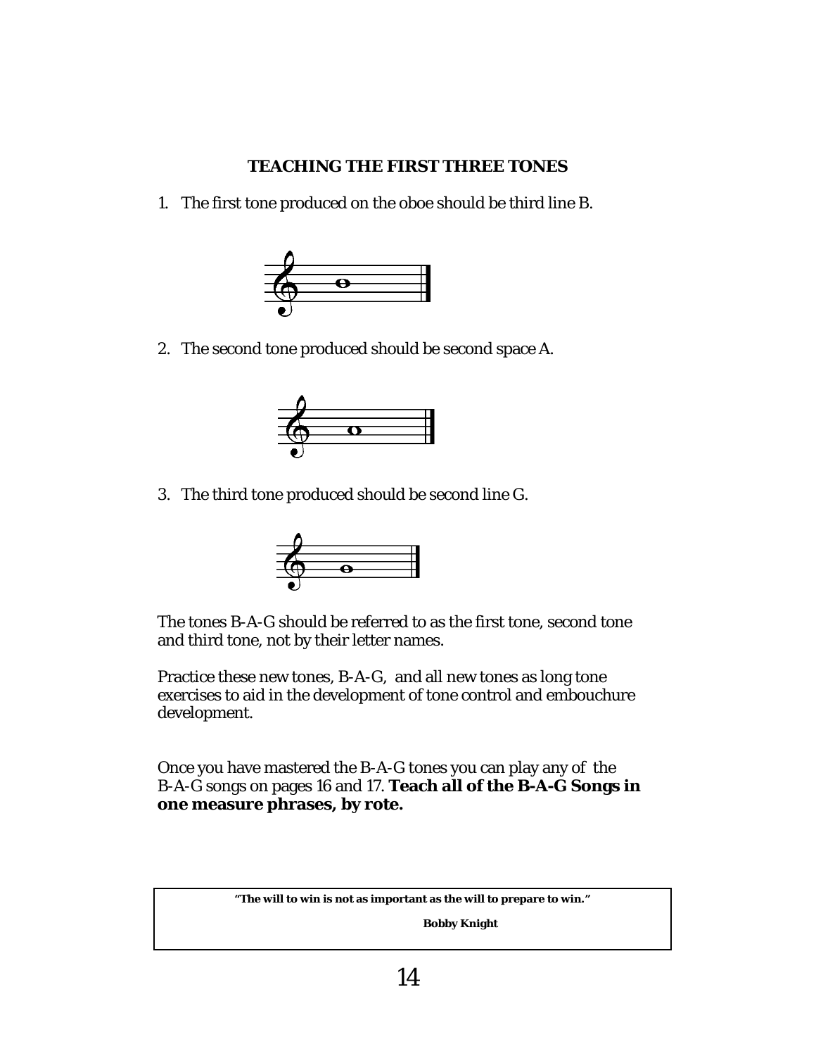## TEACHING THE FIRST THREE TONES

1. The first tone produced on the oboe should be third line B.

2. The second tone produced should be second space A.

3. The third tone produced should be second line G.

The tones B-A-G should be referred to as the first tone, second tone and third tone, not by their letter names.

Practice these new tones, B-A-G, and all new tones as long tone exercises to aid in the development of tone control and embouchure development.

Once you have mastered the B-A-G tones you can play any of the B-A-G songs on pages 16 and 17. **Teach all of the B-A-G Songs in one measure phrases, by rote.**

> **"The will to win is not as important as the will to prepare to win."**
>
> **Bobby Knight**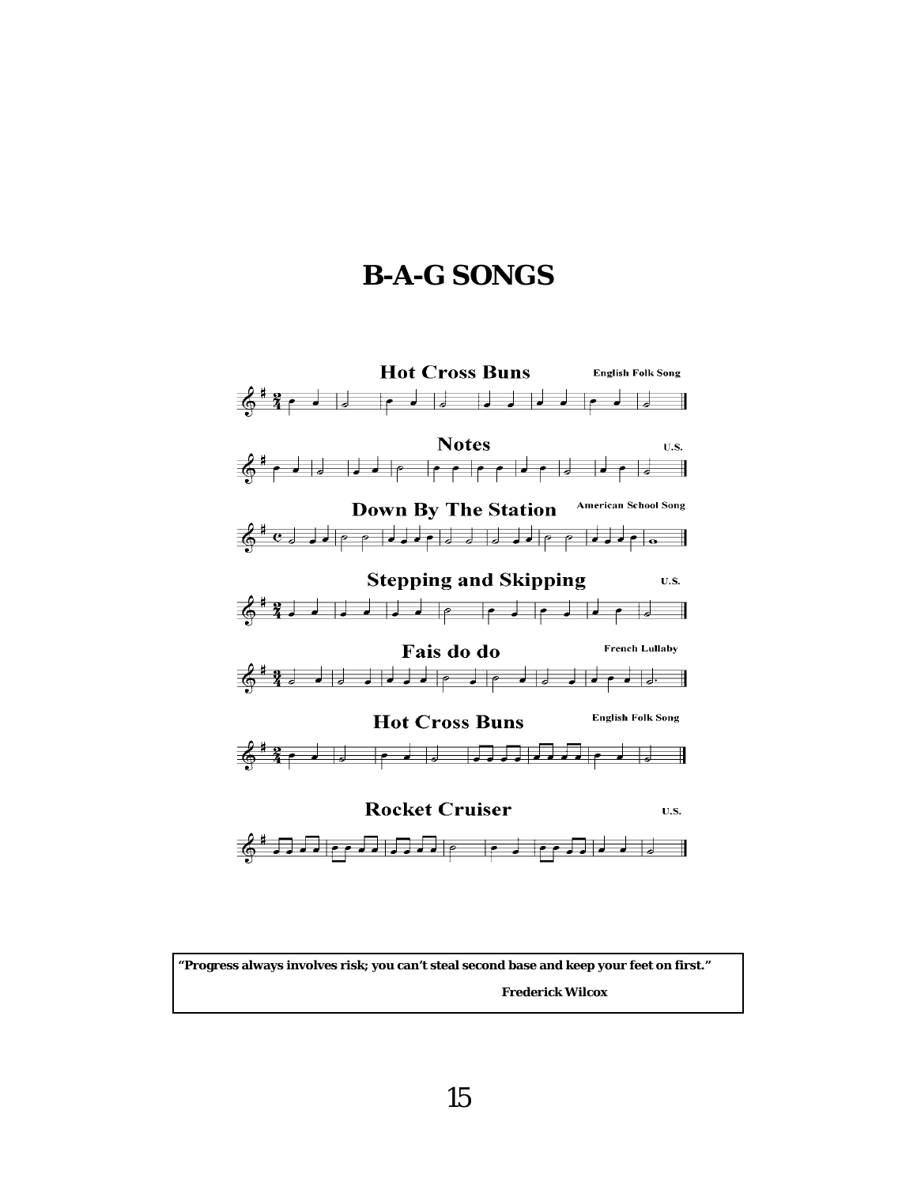# B-A-G SONGS

**Hot Cross Buns** — English Folk Song

**Notes** — U.S.

**Down By The Station** — American School Song

**Stepping and Skipping** — U.S.

**Fais do do** — French Lullaby

**Hot Cross Buns** — English Folk Song

**Rocket Cruiser** — U.S.

**"Progress always involves risk; you can't steal second base and keep your feet on first."**

**Frederick Wilcox**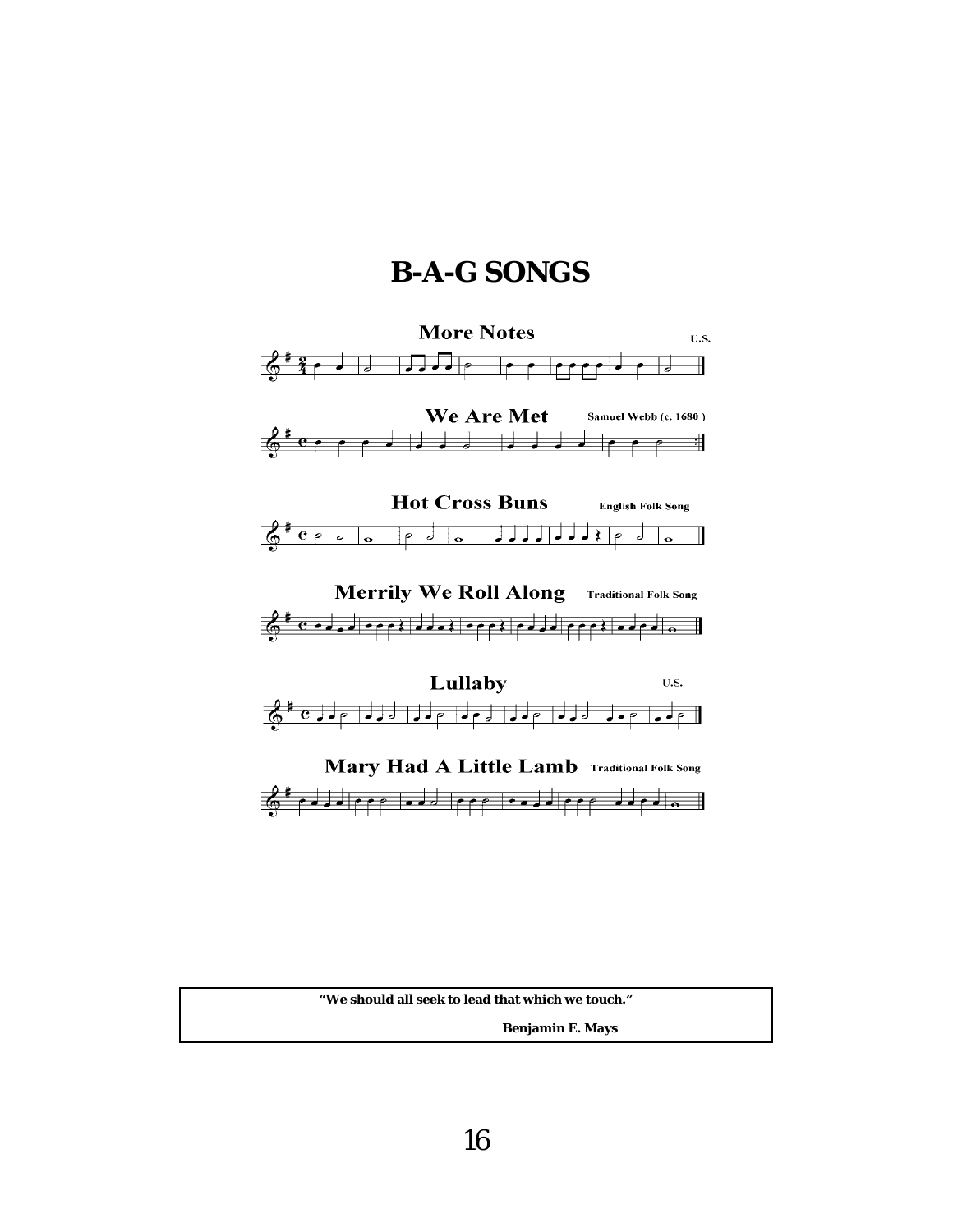# B-A-G SONGS

**More Notes** — U.S.

**We Are Met** — Samuel Webb (c. 1680 )

**Hot Cross Buns** — English Folk Song

**Merrily We Roll Along** — Traditional Folk Song

**Lullaby** — U.S.

**Mary Had A Little Lamb** — Traditional Folk Song

> **"We should all seek to lead that which we touch."**
>
> **Benjamin E. Mays**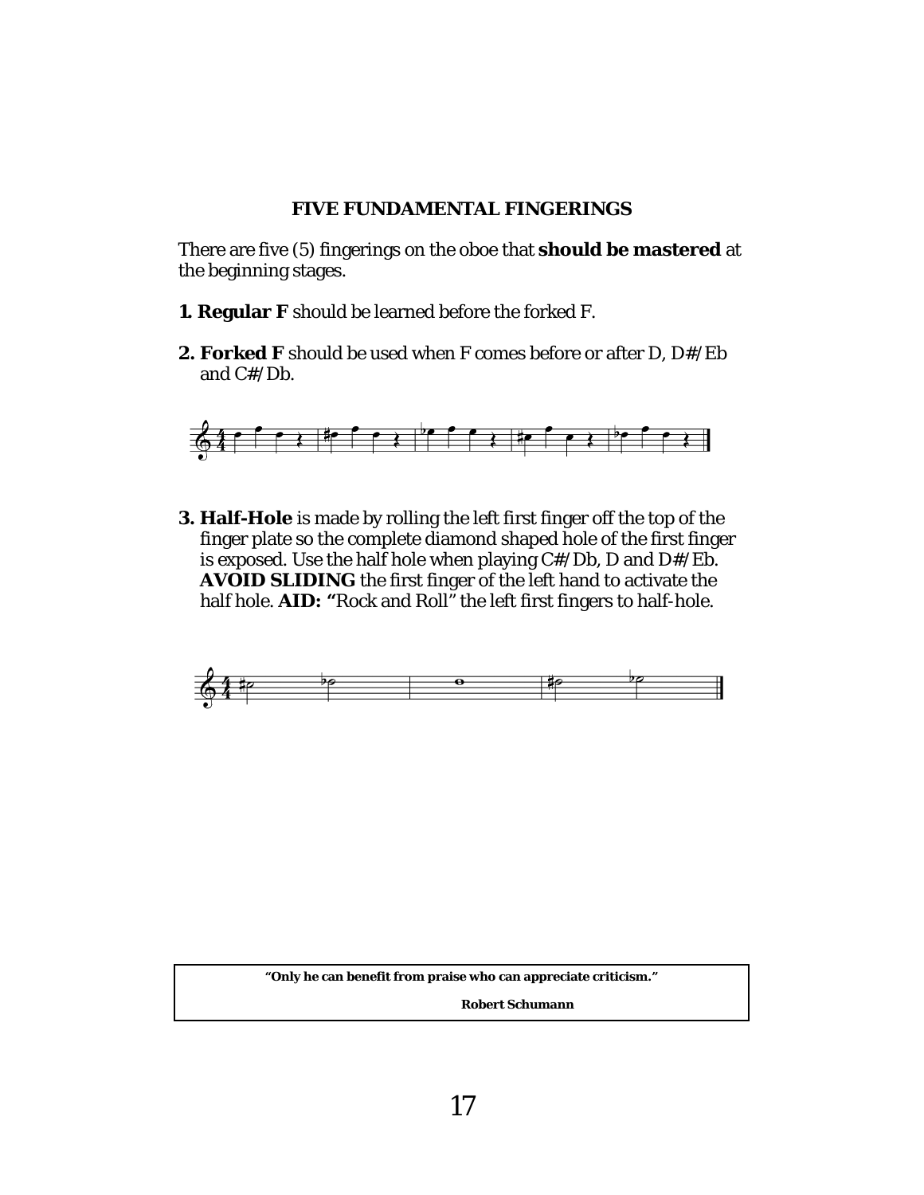## FIVE FUNDAMENTAL FINGERINGS

There are five (5) fingerings on the oboe that **should be mastered** at the beginning stages.

**1. Regular F** should be learned before the forked F.

**2. Forked F** should be used when F comes before or after D, D#/Eb and C#/Db.

**3. Half-Hole** is made by rolling the left first finger off the top of the finger plate so the complete diamond shaped hole of the first finger is exposed. Use the half hole when playing C#/Db, D and D#/Eb. **AVOID SLIDING** the first finger of the left hand to activate the half hole. **AID: "**Rock and Roll" the left first fingers to half-hole.

> **"Only he can benefit from praise who can appreciate criticism."**
>
> **Robert Schumann**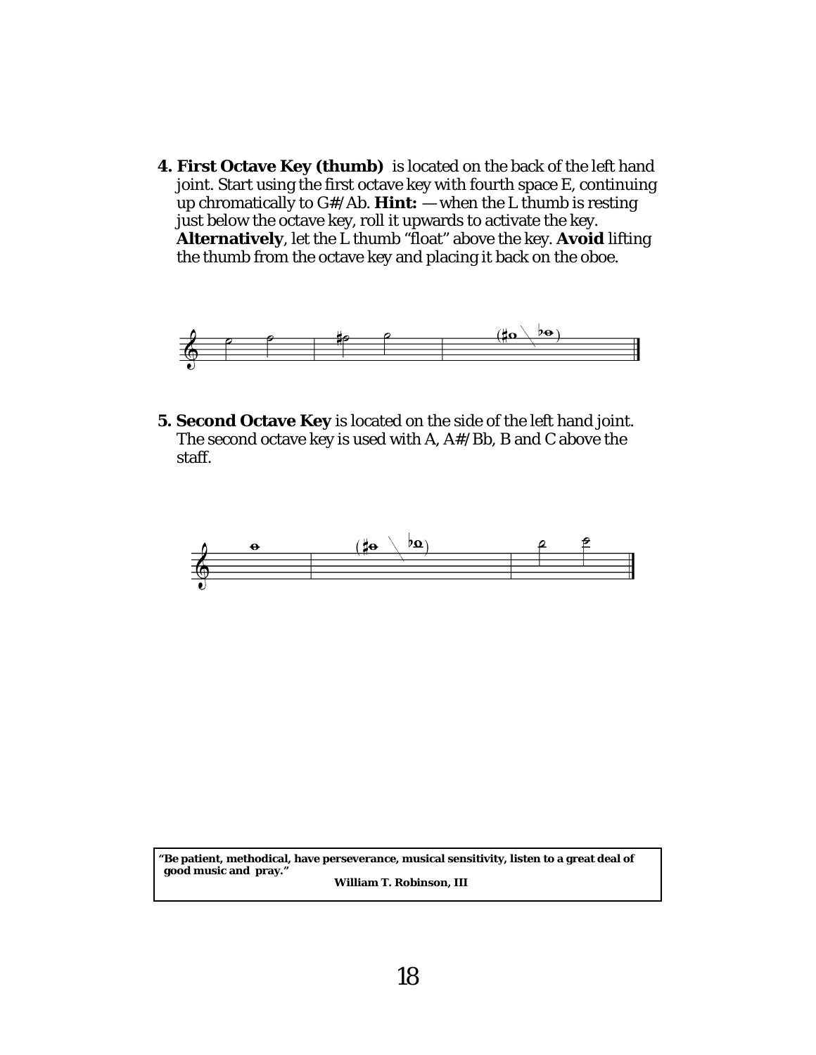**4. First Octave Key (thumb)** is located on the back of the left hand joint. Start using the first octave key with fourth space E, continuing up chromatically to G#/Ab. **Hint:** — when the L thumb is resting just below the octave key, roll it upwards to activate the key. **Alternatively**, let the L thumb "float" above the key. **Avoid** lifting the thumb from the octave key and placing it back on the oboe.

**5. Second Octave Key** is located on the side of the left hand joint. The second octave key is used with A, A#/Bb, B and C above the staff.

> **"Be patient, methodical, have perseverance, musical sensitivity, listen to a great deal of good music and pray."**
>
> **William T. Robinson, III**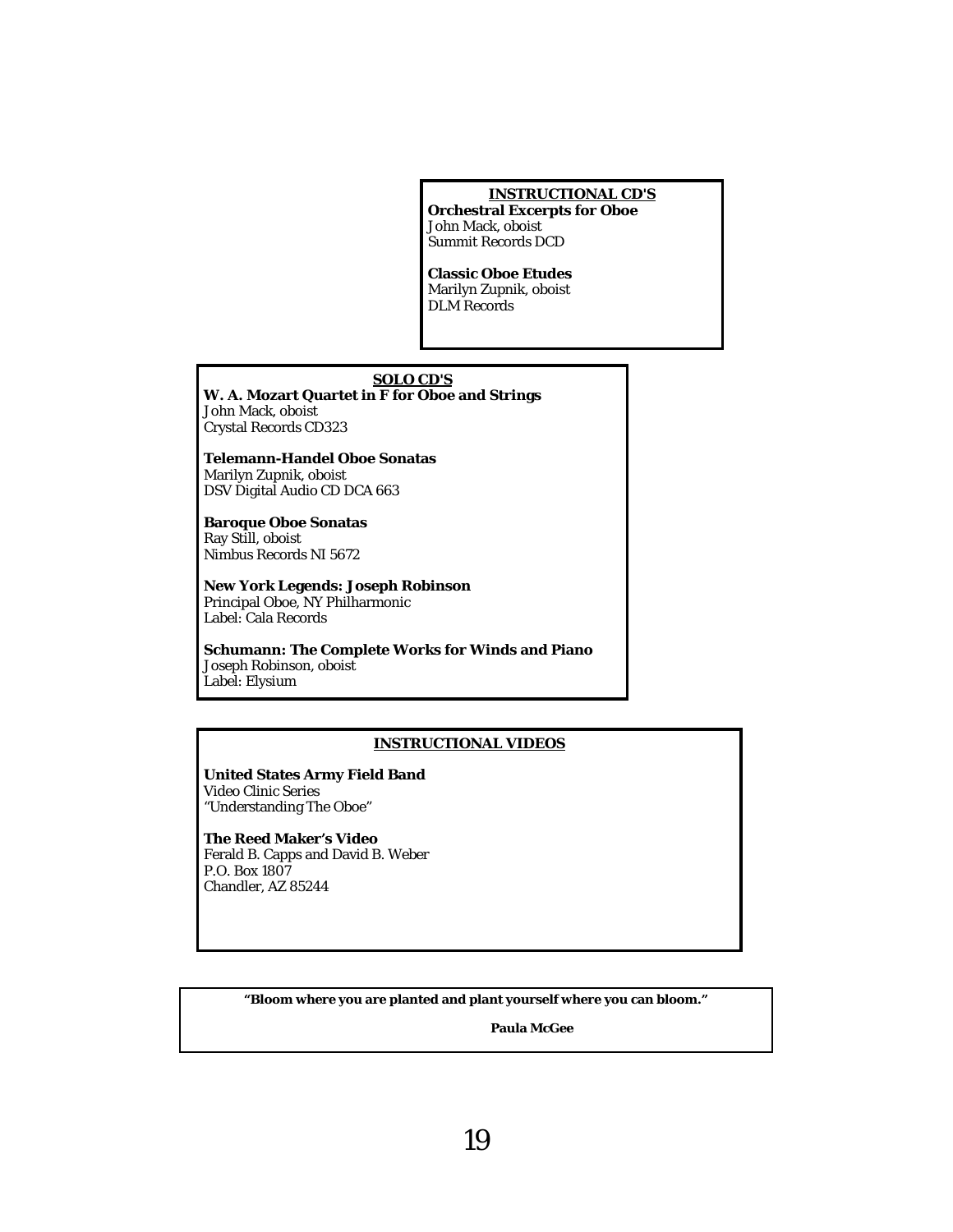## INSTRUCTIONAL CD'S

**Orchestral Excerpts for Oboe**
John Mack, oboist
Summit Records DCD

**Classic Oboe Etudes**
Marilyn Zupnik, oboist
DLM Records

## SOLO CD'S

**W. A. Mozart Quartet in F for Oboe and Strings**
John Mack, oboist
Crystal Records CD323

**Telemann-Handel Oboe Sonatas**
Marilyn Zupnik, oboist
DSV Digital Audio CD DCA 663

**Baroque Oboe Sonatas**
Ray Still, oboist
Nimbus Records NI 5672

**New York Legends: Joseph Robinson**
Principal Oboe, NY Philharmonic
Label: Cala Records

**Schumann: The Complete Works for Winds and Piano**
Joseph Robinson, oboist
Label: Elysium

## INSTRUCTIONAL VIDEOS

**United States Army Field Band**
Video Clinic Series
"Understanding The Oboe"

**The Reed Maker's Video**
Ferald B. Capps and David B. Weber
P.O. Box 1807
Chandler, AZ 85244

**"Bloom where you are planted and plant yourself where you can bloom."**

**Paula McGee**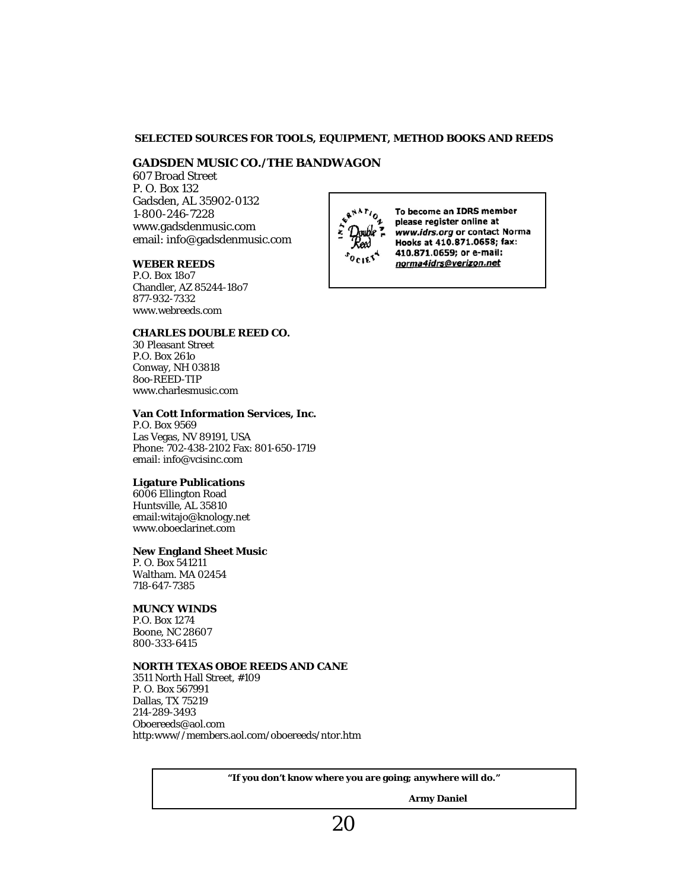## SELECTED SOURCES FOR TOOLS, EQUIPMENT, METHOD BOOKS AND REEDS

**GADSDEN MUSIC CO./THE BANDWAGON**
607 Broad Street
P. O. Box 132
Gadsden, AL 35902-0132
1-800-246-7228
www.gadsdenmusic.com
email: info@gadsdenmusic.com

**WEBER REEDS**
P.O. Box 18o7
Chandler, AZ 85244-18o7
877-932-7332
www.webreeds.com

**CHARLES DOUBLE REED CO.**
30 Pleasant Street
P.O. Box 261o
Conway, NH 03818
8oo-REED-TIP
www.charlesmusic.com

**Van Cott Information Services, Inc.**
P.O. Box 9569
Las Vegas, NV 89191, USA
Phone: 702-438-2102 Fax: 801-650-1719
email: info@vcisinc.com

**Ligature Publications**
6006 Ellington Road
Huntsville, AL 35810
email:witajo@knology.net
www.oboeclarinet.com

**New England Sheet Music**
P. O. Box 541211
Waltham. MA 02454
718-647-7385

**MUNCY WINDS**
P.O. Box 1274
Boone, NC 28607
800-333-6415

**NORTH TEXAS OBOE REEDS AND CANE**
3511 North Hall Street, #109
P. O. Box 567991
Dallas, TX 75219
214-289-3493
Oboereeds@aol.com
http:www//members.aol.com/oboereeds/ntor.htm

**To become an IDRS member please register online at *www.idrs.org* or contact Norma Hooks at 410.871.0658; fax: 410.871.0659; or e-mail: *norma4idrs@verizon.net***

**"If you don't know where you are going; anywhere will do."**

**Army Daniel**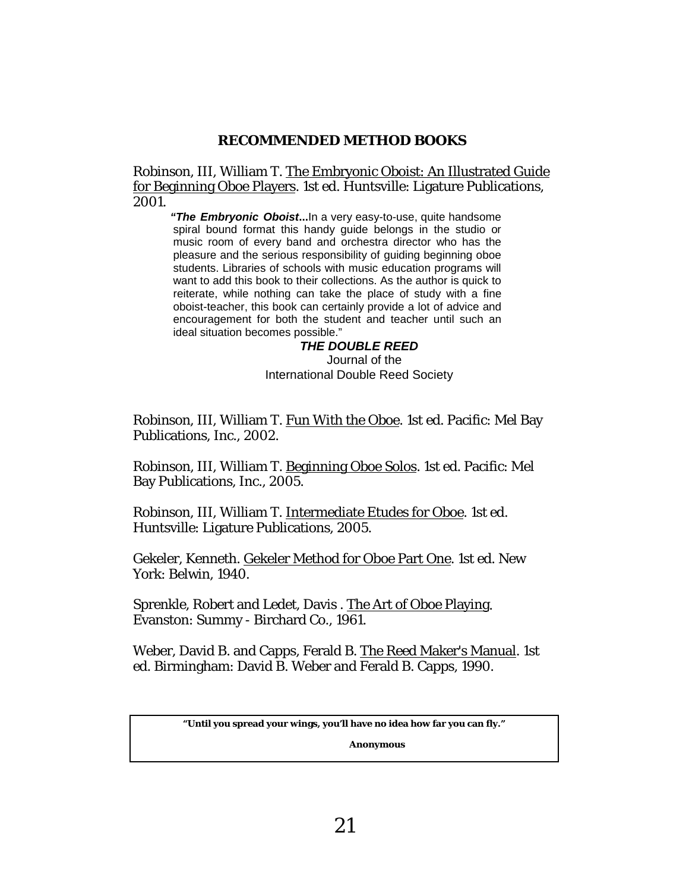## RECOMMENDED METHOD BOOKS

Robinson, III, William T. The Embryonic Oboist: An Illustrated Guide for Beginning Oboe Players. 1st ed. Huntsville: Ligature Publications, 2001.

> "***The Embryonic Oboist*...**In a very easy-to-use, quite handsome spiral bound format this handy guide belongs in the studio or music room of every band and orchestra director who has the pleasure and the serious responsibility of guiding beginning oboe students. Libraries of schools with music education programs will want to add this book to their collections. As the author is quick to reiterate, while nothing can take the place of study with a fine oboist-teacher, this book can certainly provide a lot of advice and encouragement for both the student and teacher until such an ideal situation becomes possible."
>
> ***THE DOUBLE REED***
> Journal of the
> International Double Reed Society

Robinson, III, William T. Fun With the Oboe. 1st ed. Pacific: Mel Bay Publications, Inc., 2002.

Robinson, III, William T. Beginning Oboe Solos. 1st ed. Pacific: Mel Bay Publications, Inc., 2005.

Robinson, III, William T. Intermediate Etudes for Oboe. 1st ed. Huntsville: Ligature Publications, 2005.

Gekeler, Kenneth. Gekeler Method for Oboe Part One. 1st ed. New York: Belwin, 1940.

Sprenkle, Robert and Ledet, Davis . The Art of Oboe Playing. Evanston: Summy - Birchard Co., 1961.

Weber, David B. and Capps, Ferald B. The Reed Maker's Manual. 1st ed. Birmingham: David B. Weber and Ferald B. Capps, 1990.

> **"Until you spread your wings, you'll have no idea how far you can fly."**
>
> **Anonymous**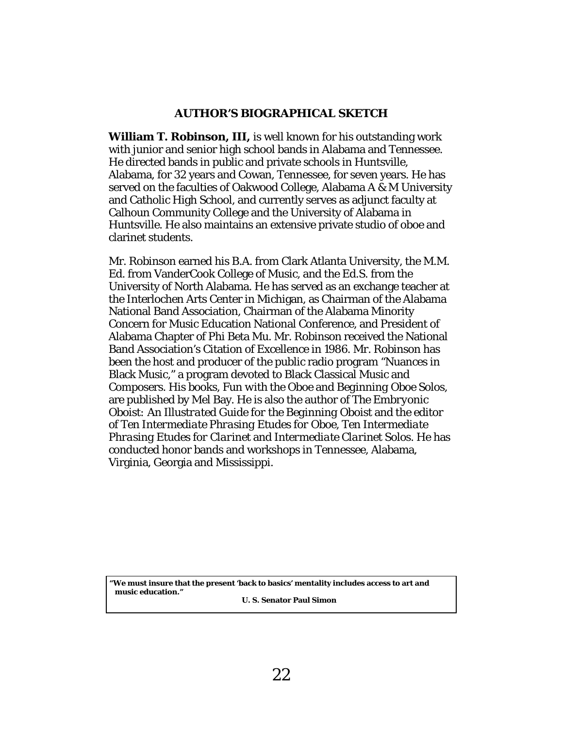## AUTHOR'S BIOGRAPHICAL SKETCH

**William T. Robinson, III,** is well known for his outstanding work with junior and senior high school bands in Alabama and Tennessee. He directed bands in public and private schools in Huntsville, Alabama, for 32 years and Cowan, Tennessee, for seven years. He has served on the faculties of Oakwood College, Alabama A & M University and Catholic High School, and currently serves as adjunct faculty at Calhoun Community College and the University of Alabama in Huntsville. He also maintains an extensive private studio of oboe and clarinet students.

Mr. Robinson earned his B.A. from Clark Atlanta University, the M.M. Ed. from VanderCook College of Music, and the Ed.S. from the University of North Alabama. He has served as an exchange teacher at the Interlochen Arts Center in Michigan, as Chairman of the Alabama National Band Association, Chairman of the Alabama Minority Concern for Music Education National Conference, and President of Alabama Chapter of Phi Beta Mu. Mr. Robinson received the National Band Association's Citation of Excellence in 1986. Mr. Robinson has been the host and producer of the public radio program "Nuances in Black Music," a program devoted to Black Classical Music and Composers. His books, Fun with the Oboe and Beginning Oboe Solos, are published by Mel Bay. He is also the author of The Embryonic Oboist: *An Illustrated Guide for the Beginning Oboist* and the editor of *Ten Intermediate Phrasing Etudes for Oboe, Ten Intermediate Phrasing Etudes for Clarinet and Intermediate Clarinet Solos.* He has conducted honor bands and workshops in Tennessee, Alabama, Virginia, Georgia and Mississippi.

> **"We must insure that the present 'back to basics' mentality includes access to art and music education."**
>
> **U. S. Senator Paul Simon**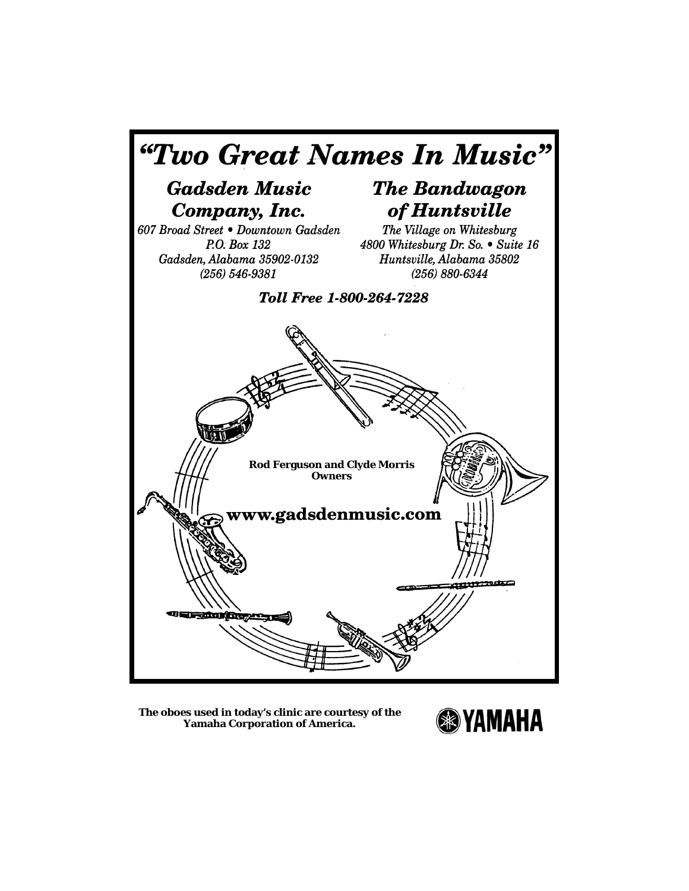# *"Two Great Names In Music"*

## *Gadsden Music Company, Inc.*

*607 Broad Street • Downtown Gadsden*
*P.O. Box 132*
*Gadsden, Alabama 35902-0132*
*(256) 546-9381*

## *The Bandwagon of Huntsville*

*The Village on Whitesburg*
*4800 Whitesburg Dr. So. • Suite 16*
*Huntsville, Alabama 35802*
*(256) 880-6344*

***Toll Free 1-800-264-7228***

**Rod Ferguson and Clyde Morris**
**Owners**

**www.gadsdenmusic.com**

**The oboes used in today's clinic are courtesy of the Yamaha Corporation of America.**

YAMAHA